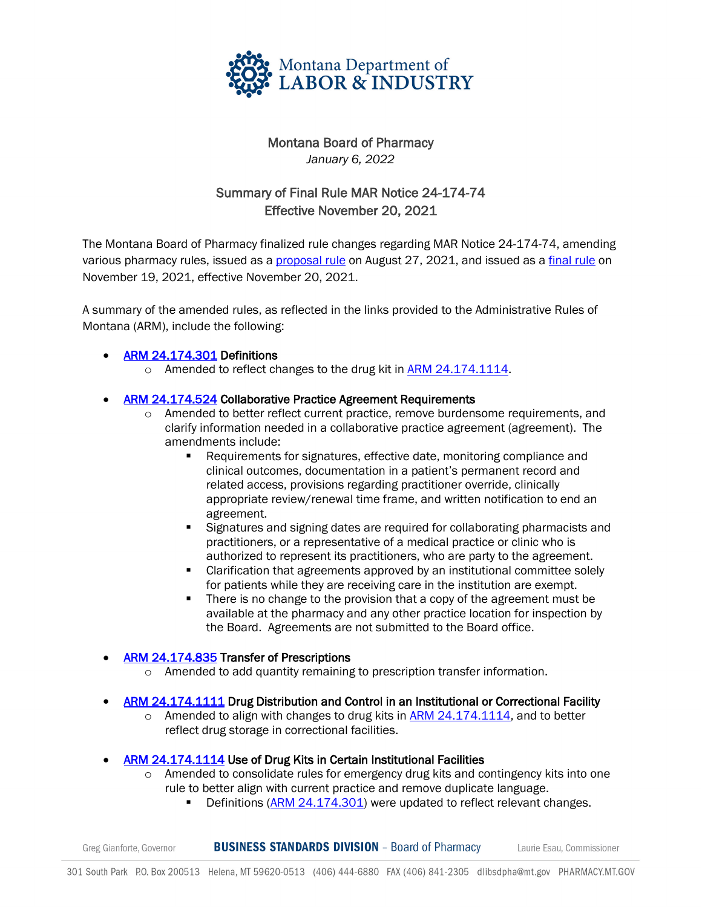Montana Department of LABOR & INDUSTRY

## Montana Board of Pharmacy

*January 6, 2022*

## Summary of Final Rule MAR Notice 24-174-74
## Effective November 20, 2021

The Montana Board of Pharmacy finalized rule changes regarding MAR Notice 24-174-74, amending various pharmacy rules, issued as a proposal rule on August 27, 2021, and issued as a final rule on November 19, 2021, effective November 20, 2021.

A summary of the amended rules, as reflected in the links provided to the Administrative Rules of Montana (ARM), include the following:

- **ARM 24.174.301 Definitions**
  - Amended to reflect changes to the drug kit in ARM 24.174.1114.

- **ARM 24.174.524 Collaborative Practice Agreement Requirements**
  - Amended to better reflect current practice, remove burdensome requirements, and clarify information needed in a collaborative practice agreement (agreement). The amendments include:
    - Requirements for signatures, effective date, monitoring compliance and clinical outcomes, documentation in a patient's permanent record and related access, provisions regarding practitioner override, clinically appropriate review/renewal time frame, and written notification to end an agreement.
    - Signatures and signing dates are required for collaborating pharmacists and practitioners, or a representative of a medical practice or clinic who is authorized to represent its practitioners, who are party to the agreement.
    - Clarification that agreements approved by an institutional committee solely for patients while they are receiving care in the institution are exempt.
    - There is no change to the provision that a copy of the agreement must be available at the pharmacy and any other practice location for inspection by the Board. Agreements are not submitted to the Board office.

- **ARM 24.174.835 Transfer of Prescriptions**
  - Amended to add quantity remaining to prescription transfer information.

- **ARM 24.174.1111 Drug Distribution and Control in an Institutional or Correctional Facility**
  - Amended to align with changes to drug kits in ARM 24.174.1114, and to better reflect drug storage in correctional facilities.

- **ARM 24.174.1114 Use of Drug Kits in Certain Institutional Facilities**
  - Amended to consolidate rules for emergency drug kits and contingency kits into one rule to better align with current practice and remove duplicate language.
    - Definitions (ARM 24.174.301) were updated to reflect relevant changes.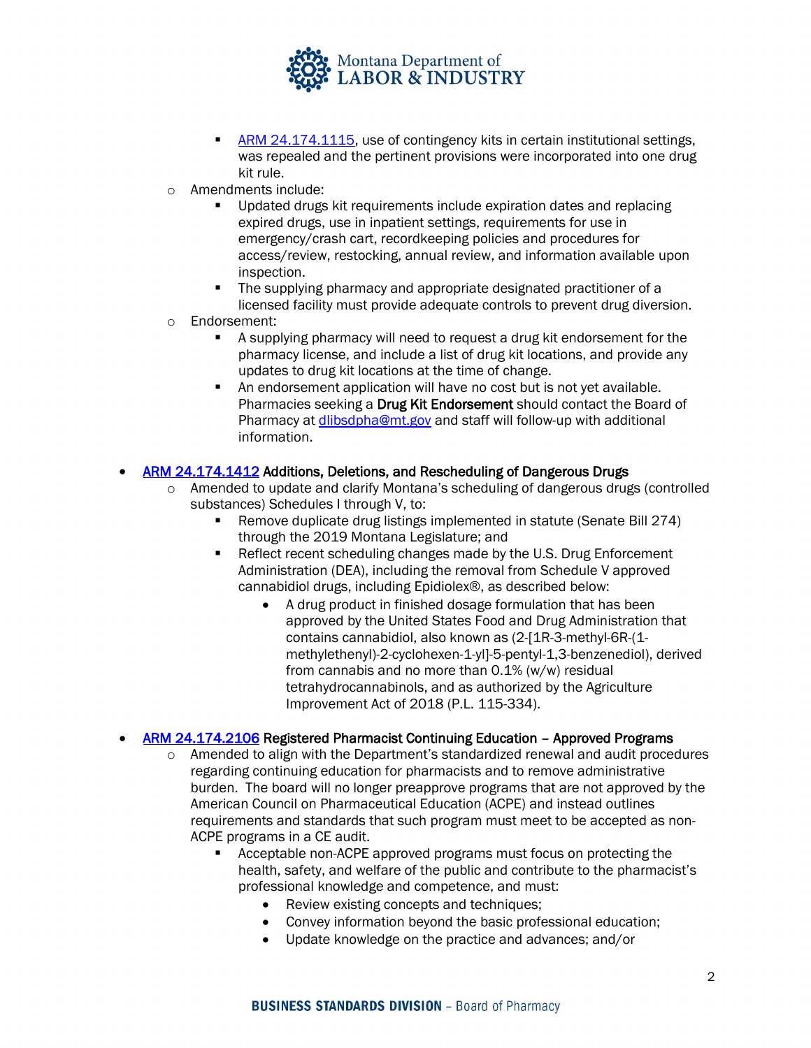- [ARM 24.174.1115](), use of contingency kits in certain institutional settings, was repealed and the pertinent provisions were incorporated into one drug kit rule.
    - Amendments include:
        - Updated drugs kit requirements include expiration dates and replacing expired drugs, use in inpatient settings, requirements for use in emergency/crash cart, recordkeeping policies and procedures for access/review, restocking, annual review, and information available upon inspection.
        - The supplying pharmacy and appropriate designated practitioner of a licensed facility must provide adequate controls to prevent drug diversion.
    - Endorsement:
        - A supplying pharmacy will need to request a drug kit endorsement for the pharmacy license, and include a list of drug kit locations, and provide any updates to drug kit locations at the time of change.
        - An endorsement application will have no cost but is not yet available. Pharmacies seeking a **Drug Kit Endorsement** should contact the Board of Pharmacy at dlibsdpha@mt.gov and staff will follow-up with additional information.

- [ARM 24.174.1412]() **Additions, Deletions, and Rescheduling of Dangerous Drugs**
    - Amended to update and clarify Montana's scheduling of dangerous drugs (controlled substances) Schedules I through V, to:
        - Remove duplicate drug listings implemented in statute (Senate Bill 274) through the 2019 Montana Legislature; and
        - Reflect recent scheduling changes made by the U.S. Drug Enforcement Administration (DEA), including the removal from Schedule V approved cannabidiol drugs, including Epidiolex®, as described below:
            - A drug product in finished dosage formulation that has been approved by the United States Food and Drug Administration that contains cannabidiol, also known as (2-[1R-3-methyl-6R-(1-methylethenyl)-2-cyclohexen-1-yl]-5-pentyl-1,3-benzenediol), derived from cannabis and no more than 0.1% (w/w) residual tetrahydrocannabinols, and as authorized by the Agriculture Improvement Act of 2018 (P.L. 115-334).

- [ARM 24.174.2106]() **Registered Pharmacist Continuing Education – Approved Programs**
    - Amended to align with the Department's standardized renewal and audit procedures regarding continuing education for pharmacists and to remove administrative burden. The board will no longer preapprove programs that are not approved by the American Council on Pharmaceutical Education (ACPE) and instead outlines requirements and standards that such program must meet to be accepted as non-ACPE programs in a CE audit.
        - Acceptable non-ACPE approved programs must focus on protecting the health, safety, and welfare of the public and contribute to the pharmacist's professional knowledge and competence, and must:
            - Review existing concepts and techniques;
            - Convey information beyond the basic professional education;
            - Update knowledge on the practice and advances; and/or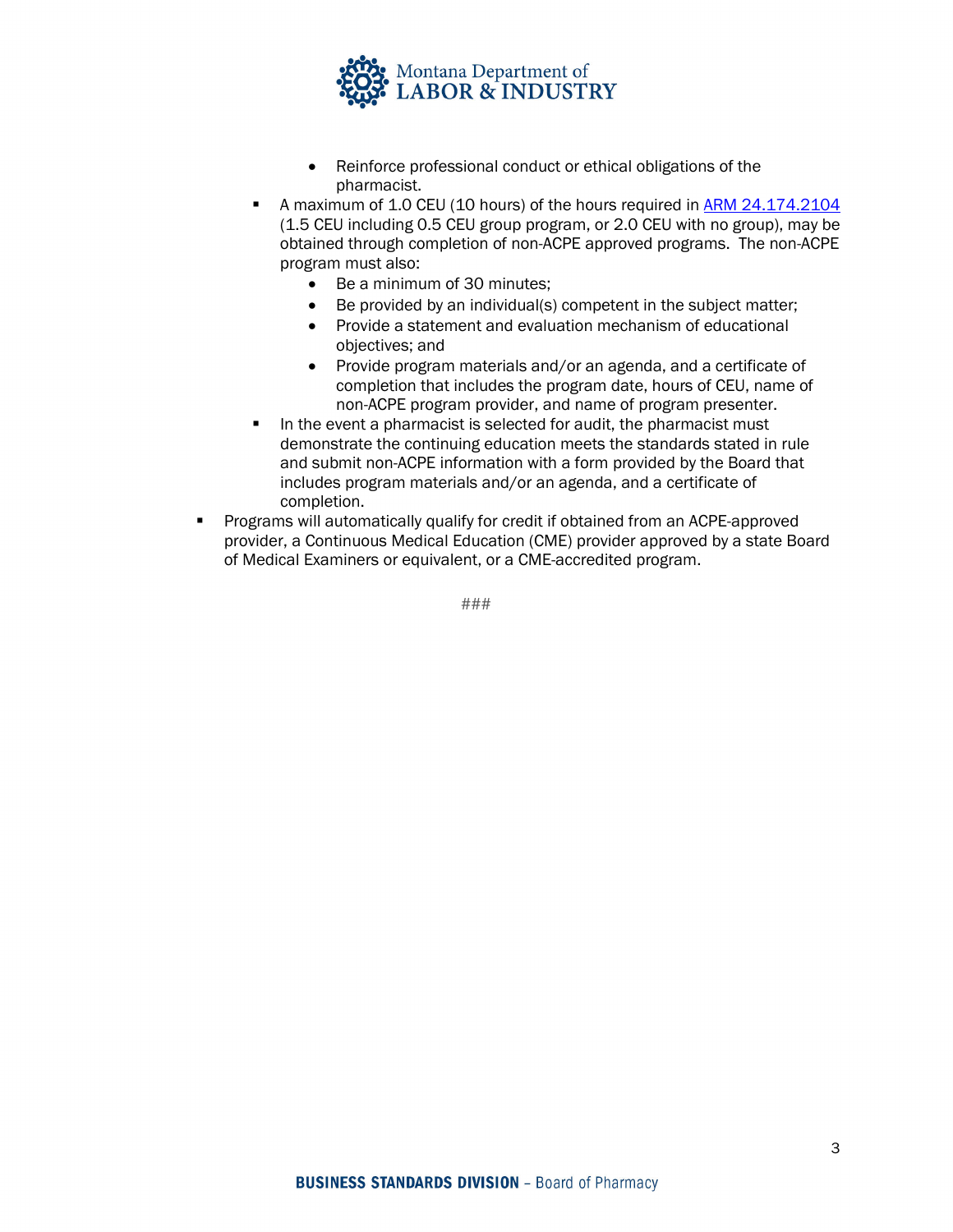- Reinforce professional conduct or ethical obligations of the pharmacist.
  - A maximum of 1.0 CEU (10 hours) of the hours required in [ARM 24.174.2104] (1.5 CEU including 0.5 CEU group program, or 2.0 CEU with no group), may be obtained through completion of non-ACPE approved programs. The non-ACPE program must also:
    - Be a minimum of 30 minutes;
    - Be provided by an individual(s) competent in the subject matter;
    - Provide a statement and evaluation mechanism of educational objectives; and
    - Provide program materials and/or an agenda, and a certificate of completion that includes the program date, hours of CEU, name of non-ACPE program provider, and name of program presenter.
  - In the event a pharmacist is selected for audit, the pharmacist must demonstrate the continuing education meets the standards stated in rule and submit non-ACPE information with a form provided by the Board that includes program materials and/or an agenda, and a certificate of completion.
- Programs will automatically qualify for credit if obtained from an ACPE-approved provider, a Continuous Medical Education (CME) provider approved by a state Board of Medical Examiners or equivalent, or a CME-accredited program.

###